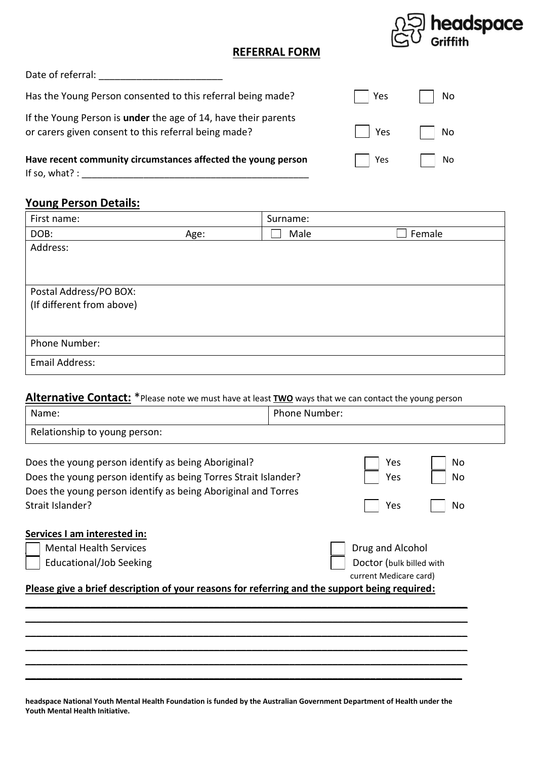headspace Griffith

## REFERRAL FORM

Date of referral: _______________________

Has the Young Person consented to this referral being made? ☐ Yes ☐ No

If the Young Person is **under** the age of 14, have their parents or carers given consent to this referral being made? ☐ Yes ☐ No

**Have recent community circumstances affected the young person** ☐ Yes ☐ No

If so, what? : ___________________________________________

### Young Person Details:

| First name: | | Surname: | |
|---|---|---|---|
| DOB: | Age: | ☐ Male | ☐ Female |
| Address: | | | |
| Postal Address/PO BOX: (If different from above) | | | |
| Phone Number: | | | |
| Email Address: | | | |

### Alternative Contact:

*Please note we must have at least **TWO** ways that we can contact the young person

| Name: | Phone Number: |
|---|---|
| Relationship to young person: | |

Does the young person identify as being Aboriginal? ☐ Yes ☐ No

Does the young person identify as being Torres Strait Islander? ☐ Yes ☐ No

Does the young person identify as being Aboriginal and Torres Strait Islander? ☐ Yes ☐ No

**Services I am interested in:**

☐ Mental Health Services

☐ Educational/Job Seeking

☐ Drug and Alcohol

☐ Doctor (bulk billed with current Medicare card)

**Please give a brief description of your reasons for referring and the support being required:**

______________________________________________________________________________

______________________________________________________________________________

______________________________________________________________________________

______________________________________________________________________________

______________________________________________________________________________

______________________________________________________________________________

**headspace National Youth Mental Health Foundation is funded by the Australian Government Department of Health under the Youth Mental Health Initiative.**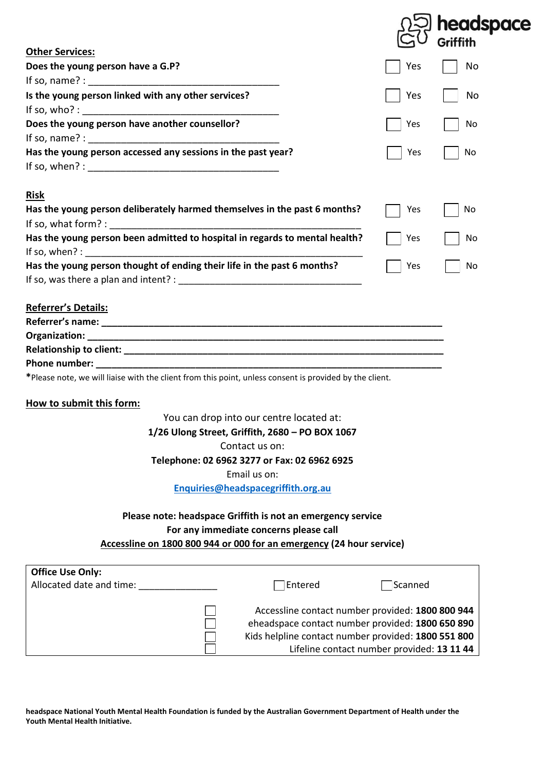**Other Services:**

**Does the young person have a G.P?** ☐ Yes ☐ No

If so, name? : ___________________________________

**Is the young person linked with any other services?** ☐ Yes ☐ No

If so, who? : ___________________________________

**Does the young person have another counsellor?** ☐ Yes ☐ No

If so, name? : ___________________________________

**Has the young person accessed any sessions in the past year?** ☐ Yes ☐ No

If so, when? : ___________________________________

**Risk**

**Has the young person deliberately harmed themselves in the past 6 months?** ☐ Yes ☐ No

If so, what form? : ___________________________________

**Has the young person been admitted to hospital in regards to mental health?** ☐ Yes ☐ No

If so, when? : ___________________________________

**Has the young person thought of ending their life in the past 6 months?** ☐ Yes ☐ No

If so, was there a plan and intent? : ___________________________________

**Referrer's Details:**

**Referrer's name:** ___________________________________

**Organization:** ___________________________________

**Relationship to client:** ___________________________________

**Phone number:** ___________________________________

*Please note, we will liaise with the client from this point, unless consent is provided by the client.

**How to submit this form:**

You can drop into our centre located at:

**1/26 Ulong Street, Griffith, 2680 – PO BOX 1067**

Contact us on:

**Telephone: 02 6962 3277 or Fax: 02 6962 6925**

Email us on:

**Enquiries@headspacegriffith.org.au**

**Please note: headspace Griffith is not an emergency service**

**For any immediate concerns please call**

**Accessline on 1800 800 944 or 000 for an emergency (24 hour service)**

**Office Use Only:**

Allocated date and time: _______________ ☐ Entered ☐ Scanned

☐ Accessline contact number provided: **1800 800 944**

☐ eheadspace contact number provided: **1800 650 890**

☐ Kids helpline contact number provided: **1800 551 800**

☐ Lifeline contact number provided: **13 11 44**

**headspace National Youth Mental Health Foundation is funded by the Australian Government Department of Health under the Youth Mental Health Initiative.**